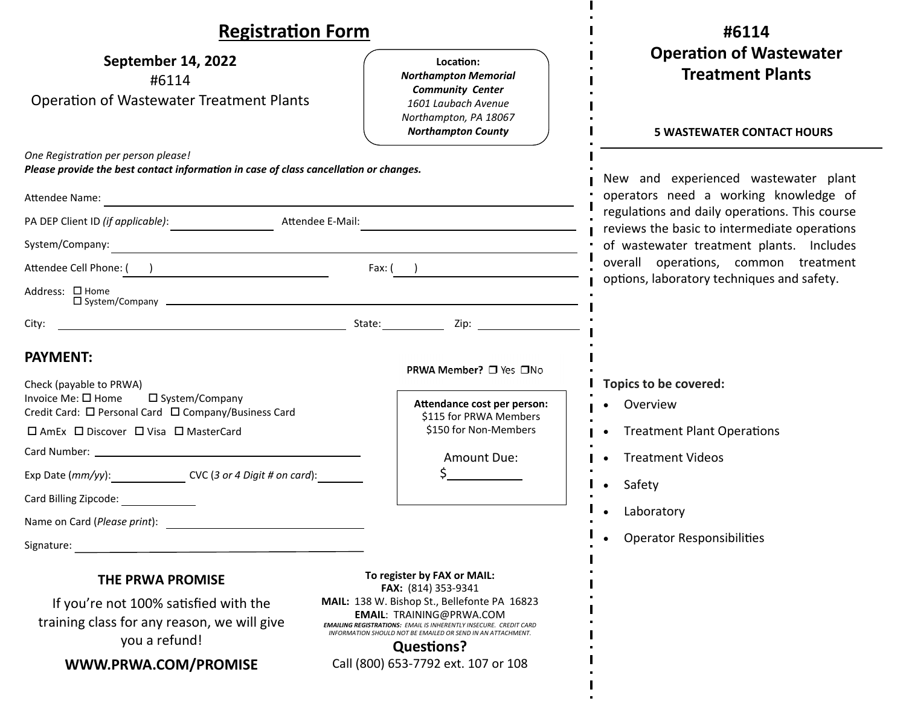# Registration Form

**September 14, 2022**

#6114

Operation of Wastewater Treatment Plants

**Location:**
***Northampton Memorial Community Center***
*1601 Laubach Avenue*
*Northampton, PA 18067*
***Northampton County***

*One Registration per person please!*
***Please provide the best contact information in case of class cancellation or changes.***

Attendee Name: ______________________________

PA DEP Client ID *(if applicable)*: ____________ Attendee E-Mail: ______________________

System/Company: ______________________________

Attendee Cell Phone: (   ) ______________ Fax: (   ) ______________

Address: ☐ Home ☐ System/Company ______________________________

City: ______________ State: ________ Zip: ________

## PAYMENT:

**PRWA Member?** ☐ Yes ☐ No

Check (payable to PRWA)

Invoice Me: ☐ Home ☐ System/Company

Credit Card: ☐ Personal Card ☐ Company/Business Card

☐ AmEx ☐ Discover ☐ Visa ☐ MasterCard

Card Number: ______________________________

Exp Date (*mm/yy*): __________ CVC (*3 or 4 Digit # on card*): ________

Card Billing Zipcode: __________

Name on Card (*Please print*): ______________________________

Signature: ______________________________

**Attendance cost per person:**
$115 for PRWA Members
$150 for Non-Members

Amount Due:
$__________

### THE PRWA PROMISE

If you're not 100% satisfied with the training class for any reason, we will give you a refund!

**WWW.PRWA.COM/PROMISE**

**To register by FAX or MAIL:**
**FAX:** (814) 353-9341
**MAIL:** 138 W. Bishop St., Bellefonte PA 16823
**EMAIL**: TRAINING@PRWA.COM

***EMAILING REGISTRATIONS:*** *EMAIL IS INHERENTLY INSECURE. CREDIT CARD INFORMATION SHOULD NOT BE EMAILED OR SEND IN AN ATTACHMENT.*

**Questions?**
Call (800) 653-7792 ext. 107 or 108

# #6114 Operation of Wastewater Treatment Plants

**5 WASTEWATER CONTACT HOURS**

New and experienced wastewater plant operators need a working knowledge of regulations and daily operations. This course reviews the basic to intermediate operations of wastewater treatment plants. Includes overall operations, common treatment options, laboratory techniques and safety.

**Topics to be covered:**

- Overview
- Treatment Plant Operations
- Treatment Videos
- Safety
- Laboratory
- Operator Responsibilities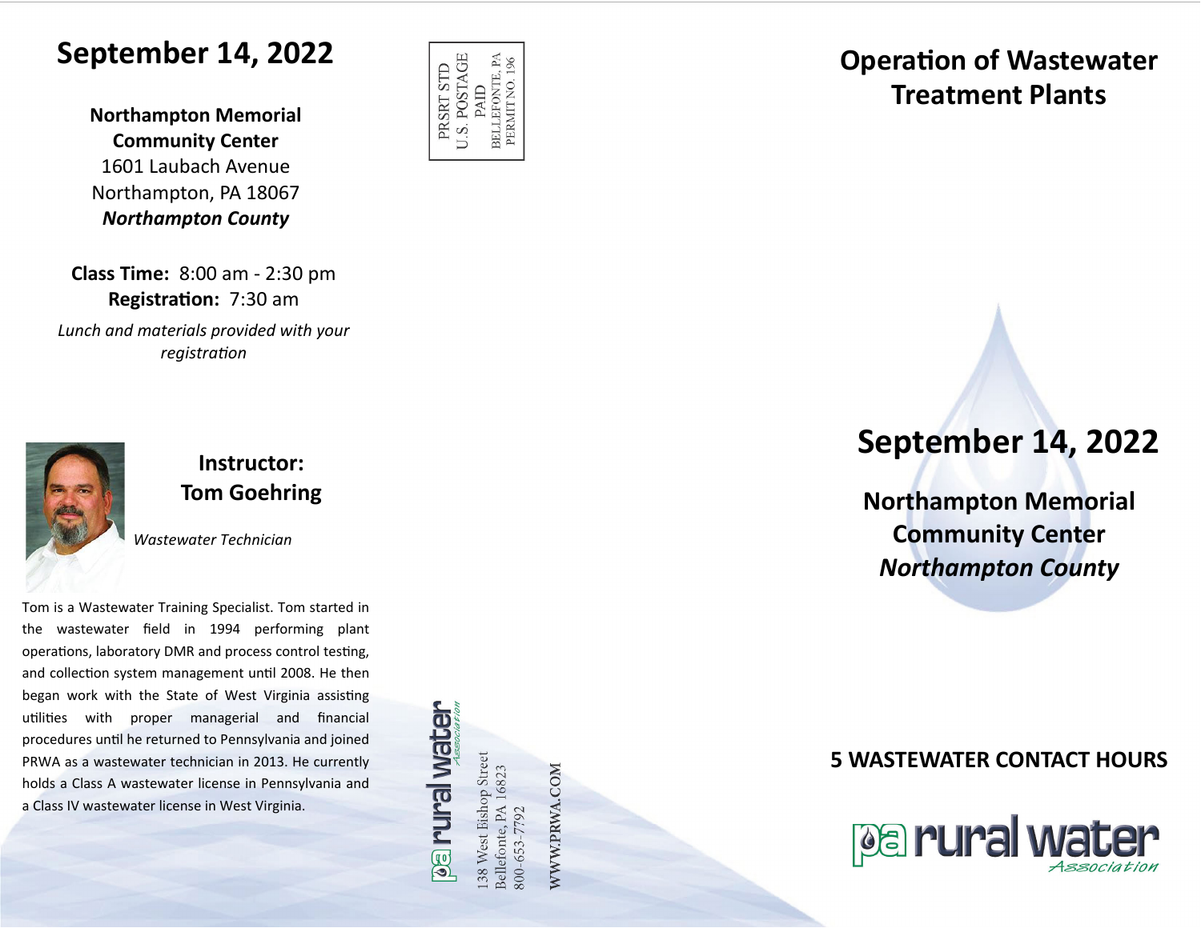# September 14, 2022

**Northampton Memorial Community Center**
1601 Laubach Avenue
Northampton, PA 18067
***Northampton County***

**Class Time:** 8:00 am - 2:30 pm
**Registration:** 7:30 am

*Lunch and materials provided with your registration*

**Instructor:**
**Tom Goehring**

*Wastewater Technician*

Tom is a Wastewater Training Specialist. Tom started in the wastewater field in 1994 performing plant operations, laboratory DMR and process control testing, and collection system management until 2008. He then began work with the State of West Virginia assisting utilities with proper managerial and financial procedures until he returned to Pennsylvania and joined PRWA as a wastewater technician in 2013. He currently holds a Class A wastewater license in Pennsylvania and a Class IV wastewater license in West Virginia.

PRSRT STD
U.S. POSTAGE
PAID
BELLEFONTE, PA
PERMIT NO. 196

pa rural water Association
138 West Bishop Street
Bellefonte, PA 16823
800-653-7792

WWW.PRWA.COM

# Operation of Wastewater Treatment Plants

## September 14, 2022

**Northampton Memorial Community Center**
***Northampton County***

**5 WASTEWATER CONTACT HOURS**

pa rural water Association